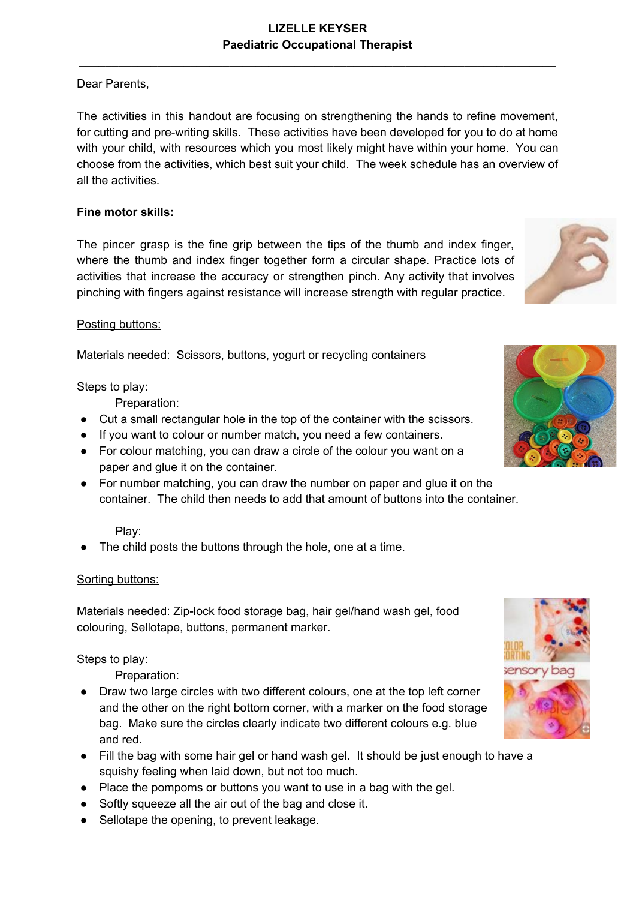**LIZELLE KEYSER**
**Paediatric Occupational Therapist**

---

Dear Parents,

The activities in this handout are focusing on strengthening the hands to refine movement, for cutting and pre-writing skills. These activities have been developed for you to do at home with your child, with resources which you most likely might have within your home. You can choose from the activities, which best suit your child. The week schedule has an overview of all the activities.

**Fine motor skills:**

The pincer grasp is the fine grip between the tips of the thumb and index finger, where the thumb and index finger together form a circular shape. Practice lots of activities that increase the accuracy or strengthen pinch. Any activity that involves pinching with fingers against resistance will increase strength with regular practice.

<u>Posting buttons:</u>

Materials needed: Scissors, buttons, yogurt or recycling containers

Steps to play:

Preparation:

- Cut a small rectangular hole in the top of the container with the scissors.
- If you want to colour or number match, you need a few containers.
- For colour matching, you can draw a circle of the colour you want on a paper and glue it on the container.
- For number matching, you can draw the number on paper and glue it on the container. The child then needs to add that amount of buttons into the container.

Play:

- The child posts the buttons through the hole, one at a time.

<u>Sorting buttons:</u>

Materials needed: Zip-lock food storage bag, hair gel/hand wash gel, food colouring, Sellotape, buttons, permanent marker.

Steps to play:

Preparation:

- Draw two large circles with two different colours, one at the top left corner and the other on the right bottom corner, with a marker on the food storage bag. Make sure the circles clearly indicate two different colours e.g. blue and red.
- Fill the bag with some hair gel or hand wash gel. It should be just enough to have a squishy feeling when laid down, but not too much.
- Place the pompoms or buttons you want to use in a bag with the gel.
- Softly squeeze all the air out of the bag and close it.
- Sellotape the opening, to prevent leakage.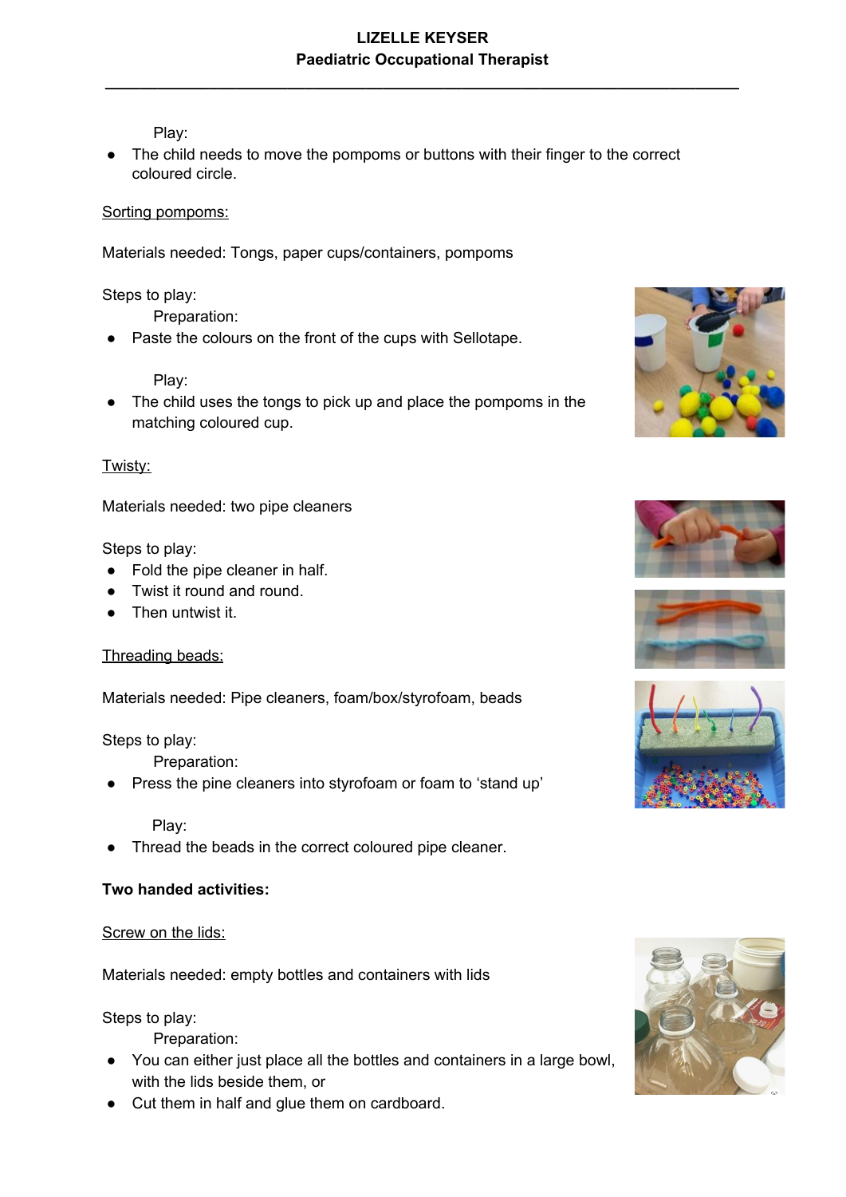Play:

- The child needs to move the pompoms or buttons with their finger to the correct coloured circle.

Sorting pompoms:

Materials needed: Tongs, paper cups/containers, pompoms

Steps to play:

Preparation:

- Paste the colours on the front of the cups with Sellotape.

Play:

- The child uses the tongs to pick up and place the pompoms in the matching coloured cup.

Twisty:

Materials needed: two pipe cleaners

Steps to play:

- Fold the pipe cleaner in half.
- Twist it round and round.
- Then untwist it.

Threading beads:

Materials needed: Pipe cleaners, foam/box/styrofoam, beads

Steps to play:

Preparation:

- Press the pine cleaners into styrofoam or foam to 'stand up'

Play:

- Thread the beads in the correct coloured pipe cleaner.

**Two handed activities:**

Screw on the lids:

Materials needed: empty bottles and containers with lids

Steps to play:

Preparation:

- You can either just place all the bottles and containers in a large bowl, with the lids beside them, or
- Cut them in half and glue them on cardboard.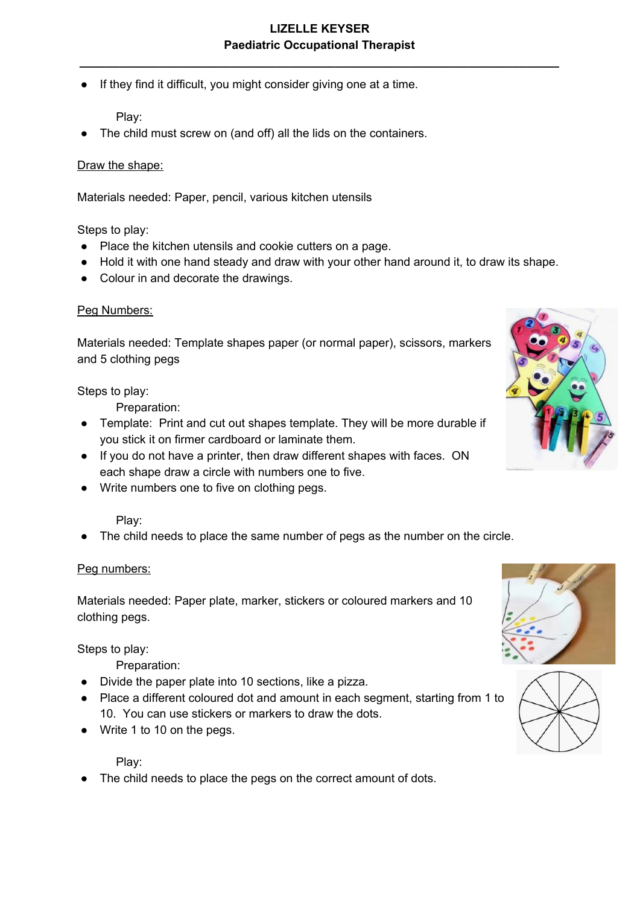- If they find it difficult, you might consider giving one at a time.

Play:

- The child must screw on (and off) all the lids on the containers.

Draw the shape:

Materials needed: Paper, pencil, various kitchen utensils

Steps to play:

- Place the kitchen utensils and cookie cutters on a page.
- Hold it with one hand steady and draw with your other hand around it, to draw its shape.
- Colour in and decorate the drawings.

Peg Numbers:

Materials needed: Template shapes paper (or normal paper), scissors, markers and 5 clothing pegs

Steps to play:

Preparation:

- Template: Print and cut out shapes template. They will be more durable if you stick it on firmer cardboard or laminate them.
- If you do not have a printer, then draw different shapes with faces. ON each shape draw a circle with numbers one to five.
- Write numbers one to five on clothing pegs.

Play:

- The child needs to place the same number of pegs as the number on the circle.

Peg numbers:

Materials needed: Paper plate, marker, stickers or coloured markers and 10 clothing pegs.

Steps to play:

Preparation:

- Divide the paper plate into 10 sections, like a pizza.
- Place a different coloured dot and amount in each segment, starting from 1 to 10. You can use stickers or markers to draw the dots.
- Write 1 to 10 on the pegs.

Play:

- The child needs to place the pegs on the correct amount of dots.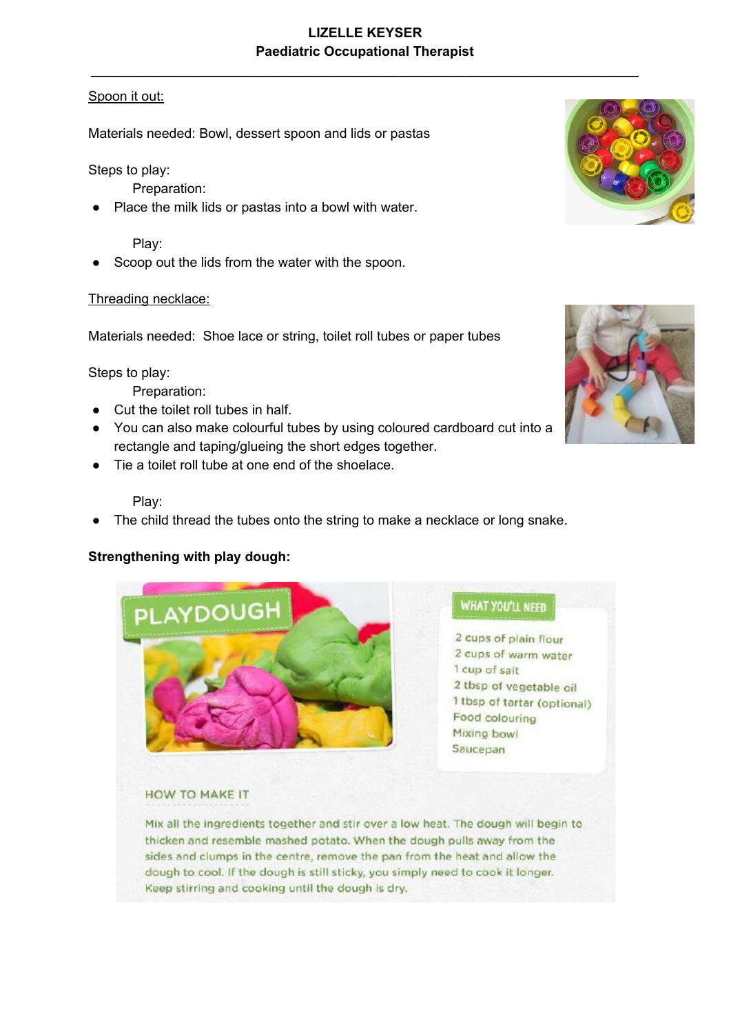Spoon it out:

Materials needed: Bowl, dessert spoon and lids or pastas

Steps to play:

Preparation:

- Place the milk lids or pastas into a bowl with water.

Play:

- Scoop out the lids from the water with the spoon.

Threading necklace:

Materials needed: Shoe lace or string, toilet roll tubes or paper tubes

Steps to play:

Preparation:

- Cut the toilet roll tubes in half.
- You can also make colourful tubes by using coloured cardboard cut into a rectangle and taping/glueing the short edges together.
- Tie a toilet roll tube at one end of the shoelace.

Play:

- The child thread the tubes onto the string to make a necklace or long snake.

**Strengthening with play dough:**

PLAYDOUGH

WHAT YOU'LL NEED

2 cups of plain flour
2 cups of warm water
1 cup of salt
2 tbsp of vegetable oil
1 tbsp of tartar (optional)
Food colouring
Mixing bowl
Saucepan

HOW TO MAKE IT

Mix all the ingredients together and stir over a low heat. The dough will begin to thicken and resemble mashed potato. When the dough pulls away from the sides and clumps in the centre, remove the pan from the heat and allow the dough to cool. If the dough is still sticky, you simply need to cook it longer. Keep stirring and cooking until the dough is dry.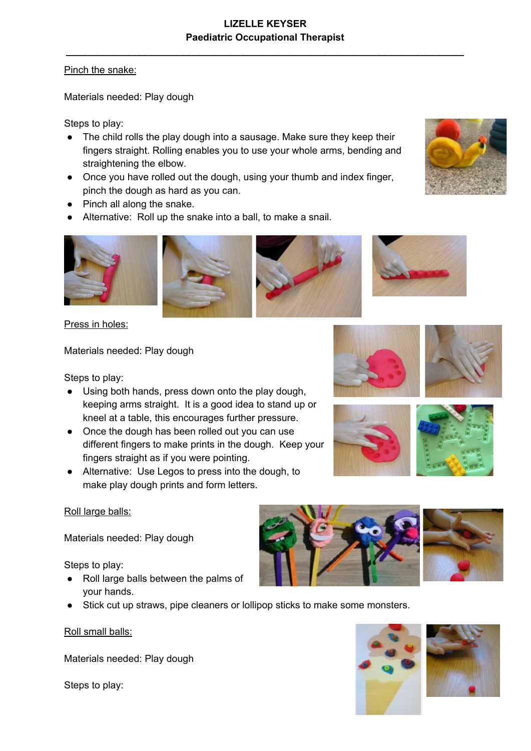Pinch the snake:

Materials needed: Play dough

Steps to play:

- The child rolls the play dough into a sausage. Make sure they keep their fingers straight. Rolling enables you to use your whole arms, bending and straightening the elbow.
- Once you have rolled out the dough, using your thumb and index finger, pinch the dough as hard as you can.
- Pinch all along the snake.
- Alternative: Roll up the snake into a ball, to make a snail.

Press in holes:

Materials needed: Play dough

Steps to play:

- Using both hands, press down onto the play dough, keeping arms straight. It is a good idea to stand up or kneel at a table, this encourages further pressure.
- Once the dough has been rolled out you can use different fingers to make prints in the dough. Keep your fingers straight as if you were pointing.
- Alternative: Use Legos to press into the dough, to make play dough prints and form letters.

Roll large balls:

Materials needed: Play dough

Steps to play:

- Roll large balls between the palms of your hands.
- Stick cut up straws, pipe cleaners or lollipop sticks to make some monsters.

Roll small balls:

Materials needed: Play dough

Steps to play: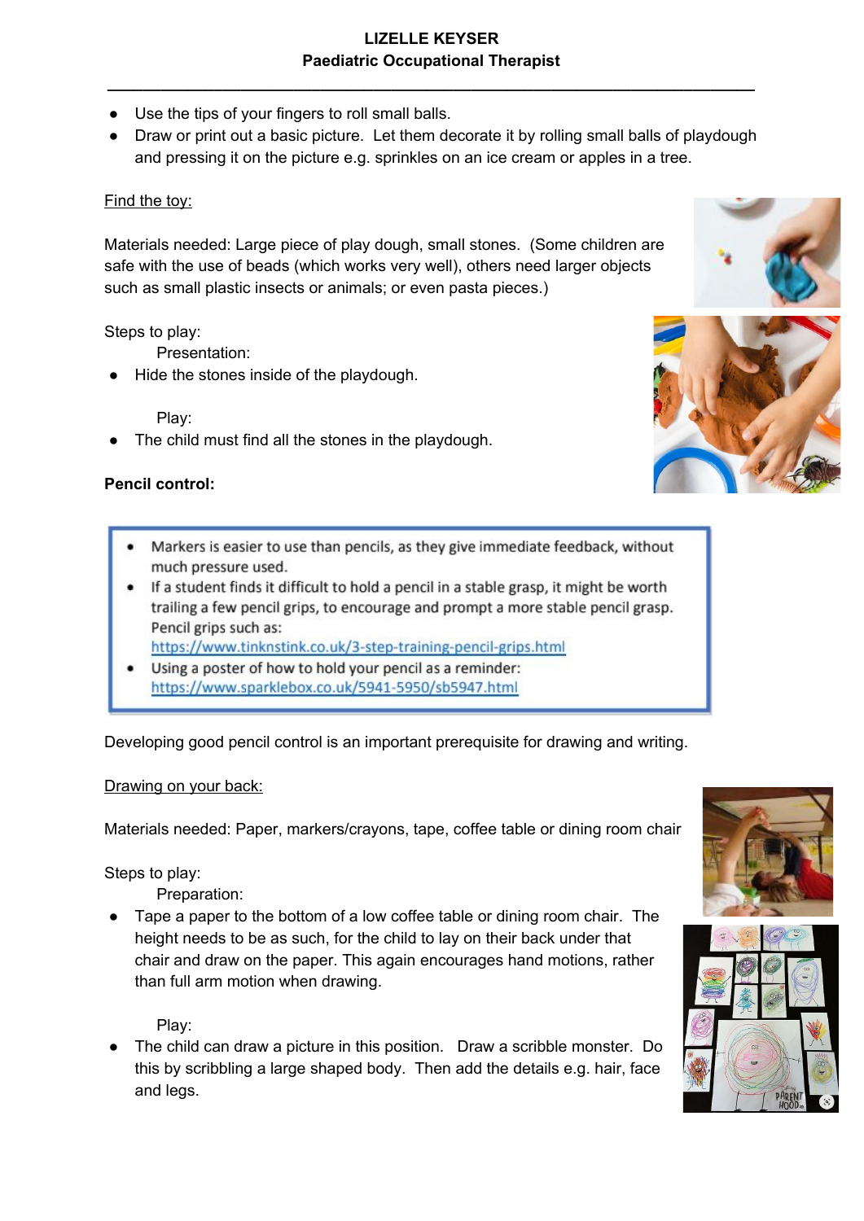- Use the tips of your fingers to roll small balls.
- Draw or print out a basic picture. Let them decorate it by rolling small balls of playdough and pressing it on the picture e.g. sprinkles on an ice cream or apples in a tree.

Find the toy:

Materials needed: Large piece of play dough, small stones. (Some children are safe with the use of beads (which works very well), others need larger objects such as small plastic insects or animals; or even pasta pieces.)

Steps to play:

Presentation:

- Hide the stones inside of the playdough.

Play:

- The child must find all the stones in the playdough.

**Pencil control:**

- Markers is easier to use than pencils, as they give immediate feedback, without much pressure used.
- If a student finds it difficult to hold a pencil in a stable grasp, it might be worth trailing a few pencil grips, to encourage and prompt a more stable pencil grasp. Pencil grips such as: https://www.tinknstink.co.uk/3-step-training-pencil-grips.html
- Using a poster of how to hold your pencil as a reminder: https://www.sparklebox.co.uk/5941-5950/sb5947.html

Developing good pencil control is an important prerequisite for drawing and writing.

Drawing on your back:

Materials needed: Paper, markers/crayons, tape, coffee table or dining room chair

Steps to play:

Preparation:

- Tape a paper to the bottom of a low coffee table or dining room chair. The height needs to be as such, for the child to lay on their back under that chair and draw on the paper. This again encourages hand motions, rather than full arm motion when drawing.

Play:

- The child can draw a picture in this position. Draw a scribble monster. Do this by scribbling a large shaped body. Then add the details e.g. hair, face and legs.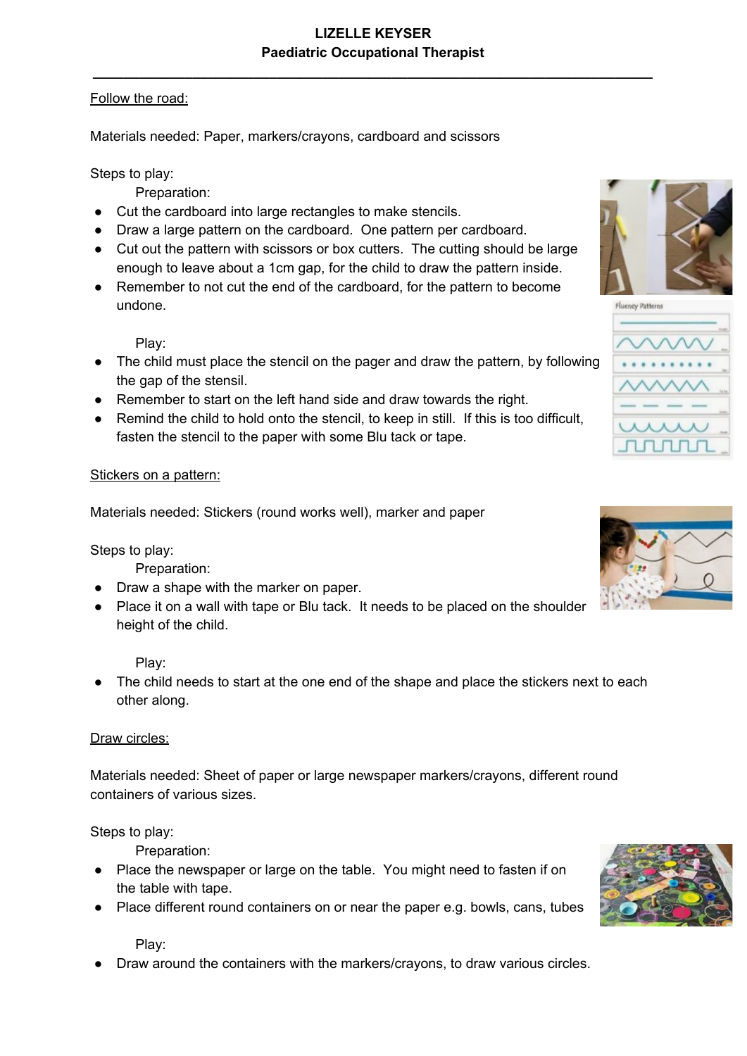Follow the road:

Materials needed: Paper, markers/crayons, cardboard and scissors

Steps to play:

Preparation:

- Cut the cardboard into large rectangles to make stencils.
- Draw a large pattern on the cardboard. One pattern per cardboard.
- Cut out the pattern with scissors or box cutters. The cutting should be large enough to leave about a 1cm gap, for the child to draw the pattern inside.
- Remember to not cut the end of the cardboard, for the pattern to become undone.

Play:

- The child must place the stencil on the pager and draw the pattern, by following the gap of the stensil.
- Remember to start on the left hand side and draw towards the right.
- Remind the child to hold onto the stencil, to keep in still. If this is too difficult, fasten the stencil to the paper with some Blu tack or tape.

Stickers on a pattern:

Materials needed: Stickers (round works well), marker and paper

Steps to play:

Preparation:

- Draw a shape with the marker on paper.
- Place it on a wall with tape or Blu tack. It needs to be placed on the shoulder height of the child.

Play:

- The child needs to start at the one end of the shape and place the stickers next to each other along.

Draw circles:

Materials needed: Sheet of paper or large newspaper markers/crayons, different round containers of various sizes.

Steps to play:

Preparation:

- Place the newspaper or large on the table. You might need to fasten if on the table with tape.
- Place different round containers on or near the paper e.g. bowls, cans, tubes

Play:

- Draw around the containers with the markers/crayons, to draw various circles.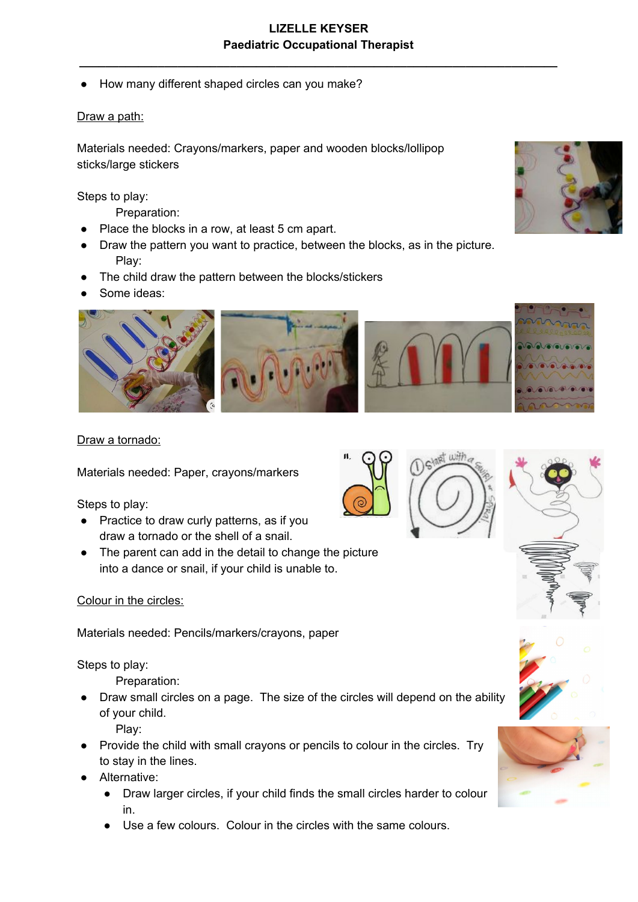- How many different shaped circles can you make?

Draw a path:

Materials needed: Crayons/markers, paper and wooden blocks/lollipop sticks/large stickers

Steps to play:

Preparation:

- Place the blocks in a row, at least 5 cm apart.
- Draw the pattern you want to practice, between the blocks, as in the picture.

Play:

- The child draw the pattern between the blocks/stickers
- Some ideas:

Draw a tornado:

Materials needed: Paper, crayons/markers

Steps to play:

- Practice to draw curly patterns, as if you draw a tornado or the shell of a snail.
- The parent can add in the detail to change the picture into a dance or snail, if your child is unable to.

Colour in the circles:

Materials needed: Pencils/markers/crayons, paper

Steps to play:

Preparation:

- Draw small circles on a page. The size of the circles will depend on the ability of your child.

Play:

- Provide the child with small crayons or pencils to colour in the circles. Try to stay in the lines.
- Alternative:
  - Draw larger circles, if your child finds the small circles harder to colour in.
  - Use a few colours. Colour in the circles with the same colours.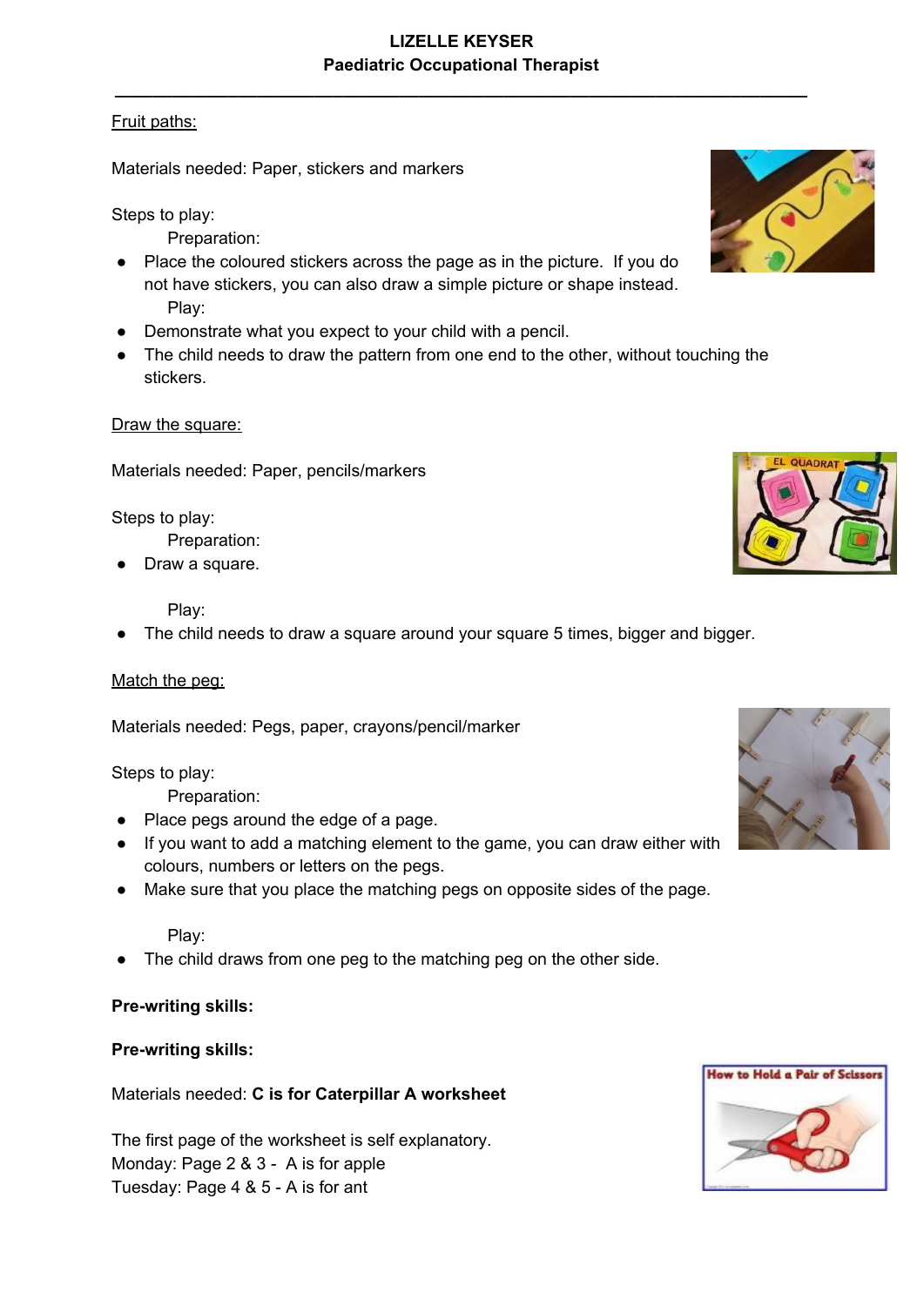Fruit paths:

Materials needed: Paper, stickers and markers

Steps to play:

Preparation:

- Place the coloured stickers across the page as in the picture. If you do not have stickers, you can also draw a simple picture or shape instead.

Play:

- Demonstrate what you expect to your child with a pencil.
- The child needs to draw the pattern from one end to the other, without touching the stickers.

Draw the square:

Materials needed: Paper, pencils/markers

Steps to play:

Preparation:

- Draw a square.

Play:

- The child needs to draw a square around your square 5 times, bigger and bigger.

Match the peg:

Materials needed: Pegs, paper, crayons/pencil/marker

Steps to play:

Preparation:

- Place pegs around the edge of a page.
- If you want to add a matching element to the game, you can draw either with colours, numbers or letters on the pegs.
- Make sure that you place the matching pegs on opposite sides of the page.

Play:

- The child draws from one peg to the matching peg on the other side.

**Pre-writing skills:**

**Pre-writing skills:**

Materials needed: **C is for Caterpillar A worksheet**

The first page of the worksheet is self explanatory.
Monday: Page 2 & 3 - A is for apple
Tuesday: Page 4 & 5 - A is for ant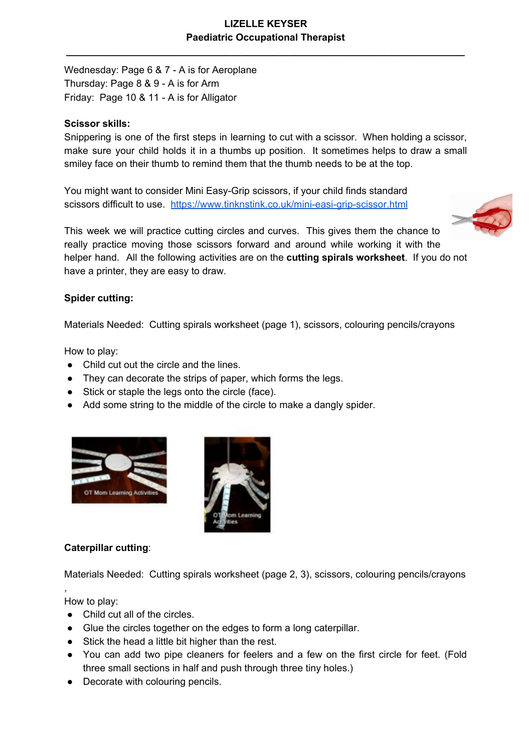Wednesday: Page 6 & 7 - A is for Aeroplane
Thursday: Page 8 & 9 - A is for Arm
Friday: Page 10 & 11 - A is for Alligator

**Scissor skills:**

Snippering is one of the first steps in learning to cut with a scissor. When holding a scissor, make sure your child holds it in a thumbs up position. It sometimes helps to draw a small smiley face on their thumb to remind them that the thumb needs to be at the top.

You might want to consider Mini Easy-Grip scissors, if your child finds standard scissors difficult to use. https://www.tinknstink.co.uk/mini-easi-grip-scissor.html

This week we will practice cutting circles and curves. This gives them the chance to really practice moving those scissors forward and around while working it with the helper hand. All the following activities are on the **cutting spirals worksheet**. If you do not have a printer, they are easy to draw.

**Spider cutting:**

Materials Needed: Cutting spirals worksheet (page 1), scissors, colouring pencils/crayons

How to play:

- Child cut out the circle and the lines.
- They can decorate the strips of paper, which forms the legs.
- Stick or staple the legs onto the circle (face).
- Add some string to the middle of the circle to make a dangly spider.

**Caterpillar cutting**:

Materials Needed: Cutting spirals worksheet (page 2, 3), scissors, colouring pencils/crayons
,

How to play:

- Child cut all of the circles.
- Glue the circles together on the edges to form a long caterpillar.
- Stick the head a little bit higher than the rest.
- You can add two pipe cleaners for feelers and a few on the first circle for feet. (Fold three small sections in half and push through three tiny holes.)
- Decorate with colouring pencils.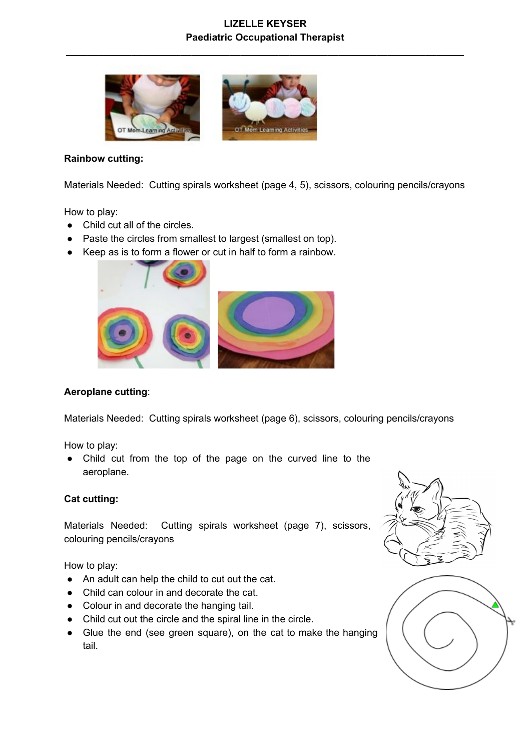**Rainbow cutting:**

Materials Needed: Cutting spirals worksheet (page 4, 5), scissors, colouring pencils/crayons

How to play:

- Child cut all of the circles.
- Paste the circles from smallest to largest (smallest on top).
- Keep as is to form a flower or cut in half to form a rainbow.

**Aeroplane cutting**:

Materials Needed: Cutting spirals worksheet (page 6), scissors, colouring pencils/crayons

How to play:

- Child cut from the top of the page on the curved line to the aeroplane.

**Cat cutting:**

Materials Needed: Cutting spirals worksheet (page 7), scissors, colouring pencils/crayons

How to play:

- An adult can help the child to cut out the cat.
- Child can colour in and decorate the cat.
- Colour in and decorate the hanging tail.
- Child cut out the circle and the spiral line in the circle.
- Glue the end (see green square), on the cat to make the hanging tail.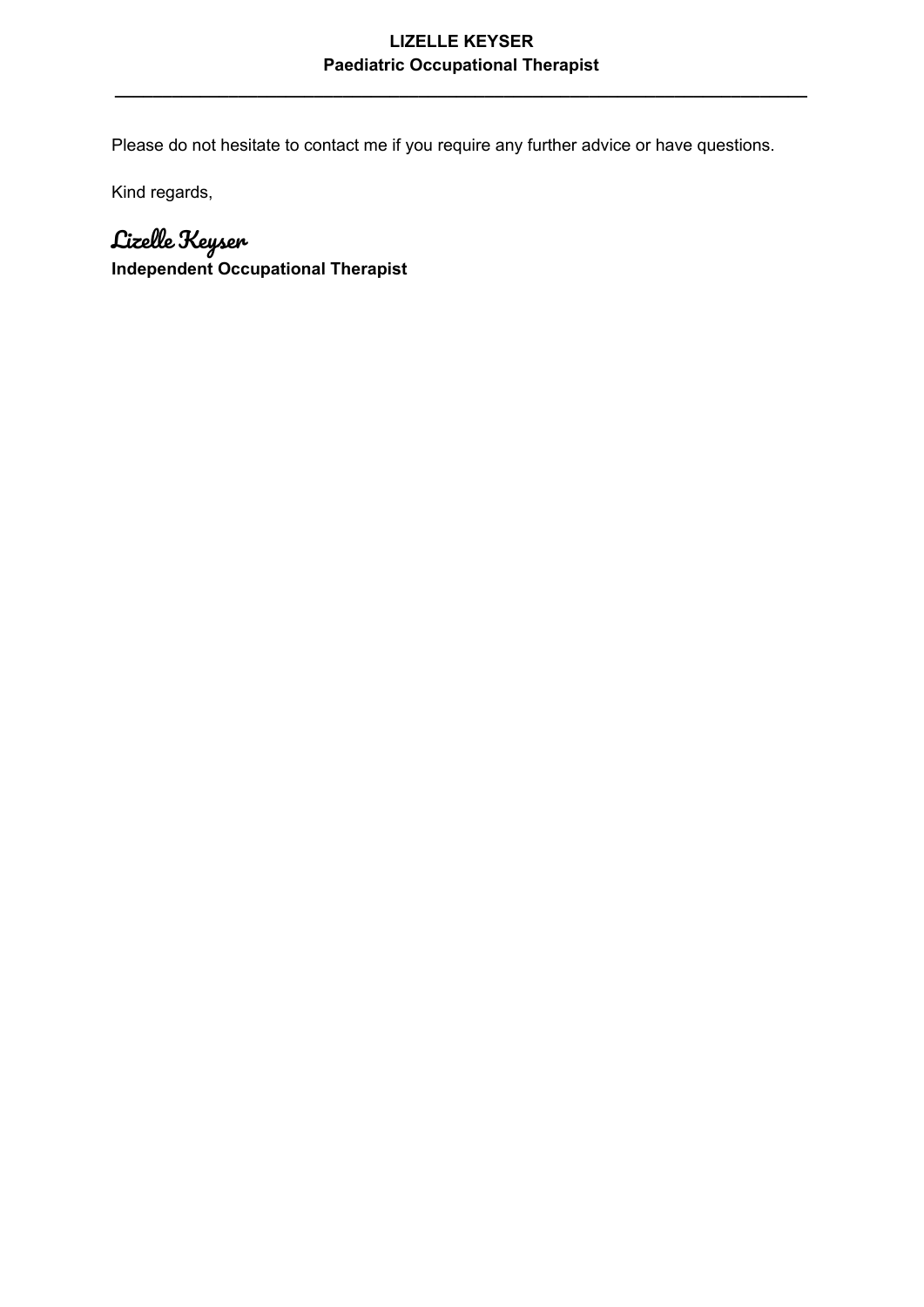Please do not hesitate to contact me if you require any further advice or have questions.

Kind regards,

*Lizelle Keyser*

**Independent Occupational Therapist**